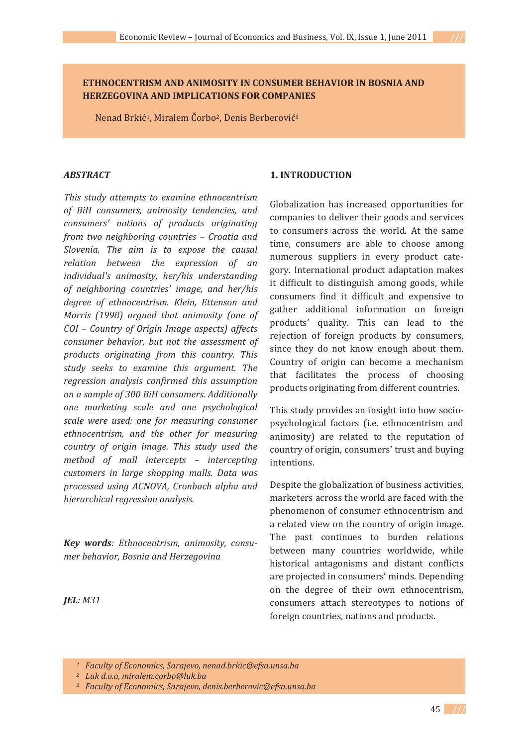# ETHNOCENTRISM AND ANIMOSITY IN CONSUMER BEHAVIOR IN BOSNIA AND HERZEGOVINA AND IMPLICATIONS FOR COMPANIES

Nenad Brkić[1], Miralem Čorbo[2], Denis Berberović[3]

## *ABSTRACT*

*This study attempts to examine ethnocentrism of BiH consumers, animosity tendencies, and consumers' notions of products originating from two neighboring countries – Croatia and Slovenia. The aim is to expose the causal relation between the expression of an individual's animosity, her/his understanding of neighboring countries' image, and her/his degree of ethnocentrism. Klein, Ettenson and Morris (1998) argued that animosity (one of COI – Country of Origin Image aspects) affects consumer behavior, but not the assessment of products originating from this country. This study seeks to examine this argument. The regression analysis confirmed this assumption on a sample of 300 BiH consumers. Additionally one marketing scale and one psychological scale were used: one for measuring consumer ethnocentrism, and the other for measuring country of origin image. This study used the method of mall intercepts – intercepting customers in large shopping malls. Data was processed using ACNOVA, Cronbach alpha and hierarchical regression analysis.*

***Key words**: Ethnocentrism, animosity, consumer behavior, Bosnia and Herzegovina*

***JEL:** M31*

## 1. INTRODUCTION

Globalization has increased opportunities for companies to deliver their goods and services to consumers across the world. At the same time, consumers are able to choose among numerous suppliers in every product category. International product adaptation makes it difficult to distinguish among goods, while consumers find it difficult and expensive to gather additional information on foreign products' quality. This can lead to the rejection of foreign products by consumers, since they do not know enough about them. Country of origin can become a mechanism that facilitates the process of choosing products originating from different countries.

This study provides an insight into how socio-psychological factors (i.e. ethnocentrism and animosity) are related to the reputation of country of origin, consumers' trust and buying intentions.

Despite the globalization of business activities, marketers across the world are faced with the phenomenon of consumer ethnocentrism and a related view on the country of origin image. The past continues to burden relations between many countries worldwide, while historical antagonisms and distant conflicts are projected in consumers' minds. Depending on the degree of their own ethnocentrism, consumers attach stereotypes to notions of foreign countries, nations and products.

---

[1] *Faculty of Economics, Sarajevo, nenad.brkic@efsa.unsa.ba*

[2] *Luk d.o.o, miralem.corbo@luk.ba*

[3] *Faculty of Economics, Sarajevo, denis.berberovic@efsa.unsa.ba*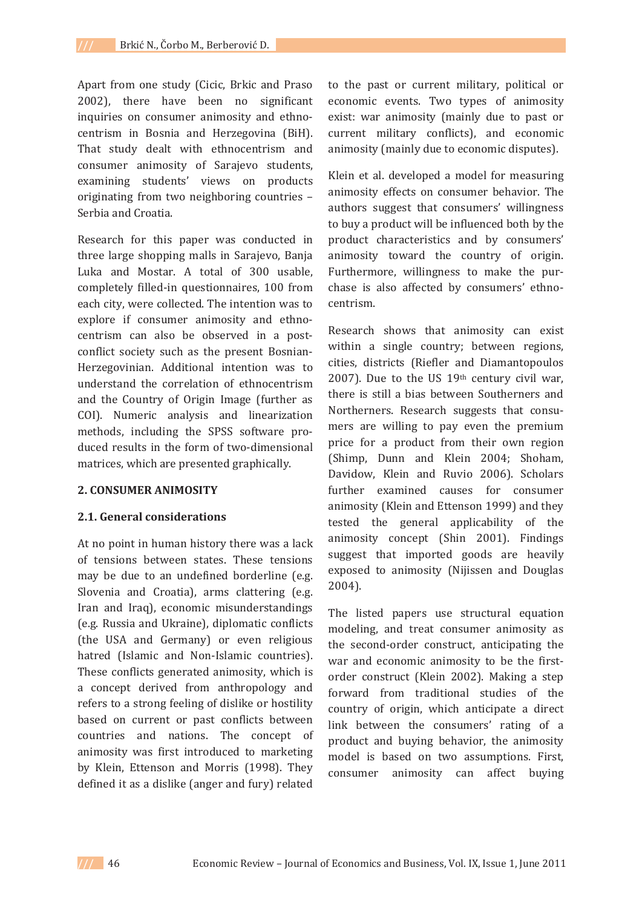Apart from one study (Cicic, Brkic and Praso 2002), there have been no significant inquiries on consumer animosity and ethnocentrism in Bosnia and Herzegovina (BiH). That study dealt with ethnocentrism and consumer animosity of Sarajevo students, examining students' views on products originating from two neighboring countries – Serbia and Croatia.

Research for this paper was conducted in three large shopping malls in Sarajevo, Banja Luka and Mostar. A total of 300 usable, completely filled-in questionnaires, 100 from each city, were collected. The intention was to explore if consumer animosity and ethnocentrism can also be observed in a post-conflict society such as the present Bosnian-Herzegovinian. Additional intention was to understand the correlation of ethnocentrism and the Country of Origin Image (further as COI). Numeric analysis and linearization methods, including the SPSS software produced results in the form of two-dimensional matrices, which are presented graphically.

## 2. CONSUMER ANIMOSITY

### 2.1. General considerations

At no point in human history there was a lack of tensions between states. These tensions may be due to an undefined borderline (e.g. Slovenia and Croatia), arms clattering (e.g. Iran and Iraq), economic misunderstandings (e.g. Russia and Ukraine), diplomatic conflicts (the USA and Germany) or even religious hatred (Islamic and Non-Islamic countries). These conflicts generated animosity, which is a concept derived from anthropology and refers to a strong feeling of dislike or hostility based on current or past conflicts between countries and nations. The concept of animosity was first introduced to marketing by Klein, Ettenson and Morris (1998). They defined it as a dislike (anger and fury) related to the past or current military, political or economic events. Two types of animosity exist: war animosity (mainly due to past or current military conflicts), and economic animosity (mainly due to economic disputes).

Klein et al. developed a model for measuring animosity effects on consumer behavior. The authors suggest that consumers' willingness to buy a product will be influenced both by the product characteristics and by consumers' animosity toward the country of origin. Furthermore, willingness to make the purchase is also affected by consumers' ethnocentrism.

Research shows that animosity can exist within a single country; between regions, cities, districts (Riefler and Diamantopoulos 2007). Due to the US 19th century civil war, there is still a bias between Southerners and Northerners. Research suggests that consumers are willing to pay even the premium price for a product from their own region (Shimp, Dunn and Klein 2004; Shoham, Davidow, Klein and Ruvio 2006). Scholars further examined causes for consumer animosity (Klein and Ettenson 1999) and they tested the general applicability of the animosity concept (Shin 2001). Findings suggest that imported goods are heavily exposed to animosity (Nijissen and Douglas 2004).

The listed papers use structural equation modeling, and treat consumer animosity as the second-order construct, anticipating the war and economic animosity to be the first-order construct (Klein 2002). Making a step forward from traditional studies of the country of origin, which anticipate a direct link between the consumers' rating of a product and buying behavior, the animosity model is based on two assumptions. First, consumer animosity can affect buying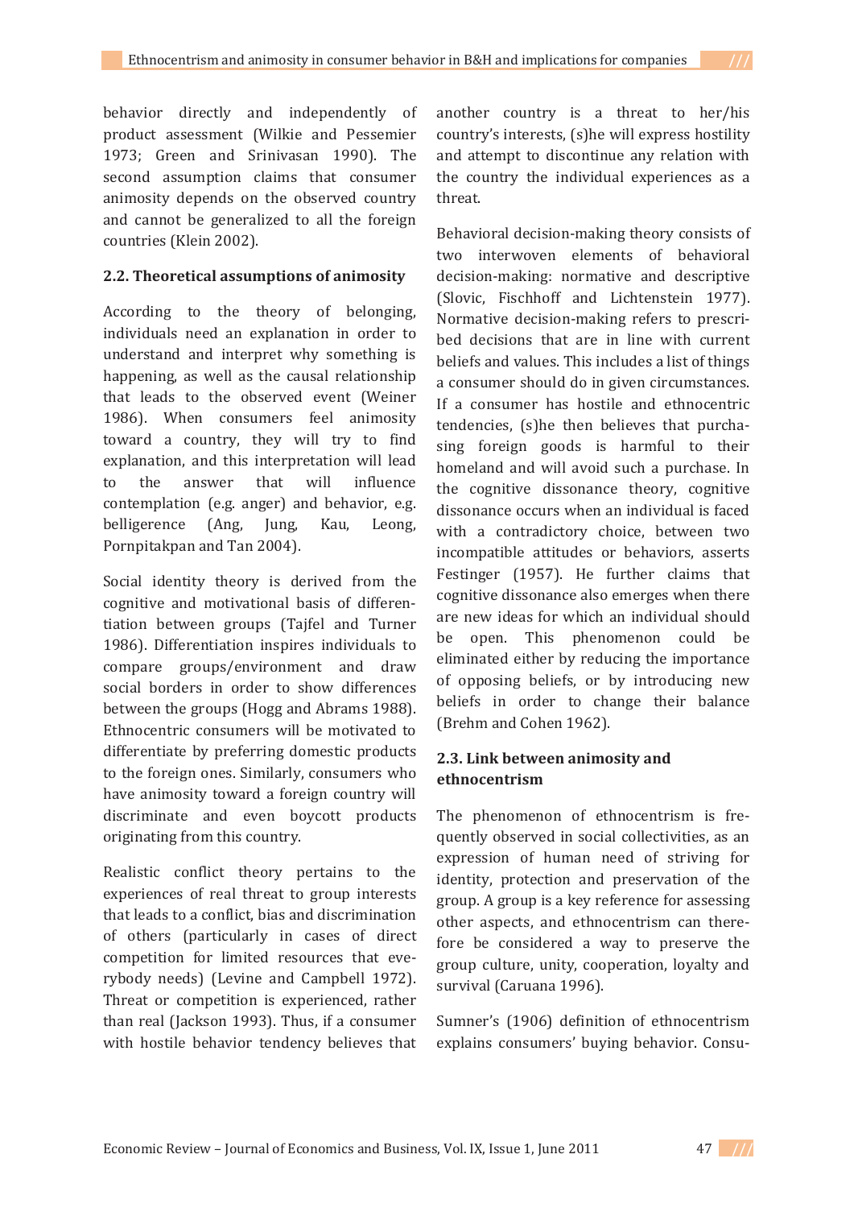behavior directly and independently of product assessment (Wilkie and Pessemier 1973; Green and Srinivasan 1990). The second assumption claims that consumer animosity depends on the observed country and cannot be generalized to all the foreign countries (Klein 2002).

### 2.2. Theoretical assumptions of animosity

According to the theory of belonging, individuals need an explanation in order to understand and interpret why something is happening, as well as the causal relationship that leads to the observed event (Weiner 1986). When consumers feel animosity toward a country, they will try to find explanation, and this interpretation will lead to the answer that will influence contemplation (e.g. anger) and behavior, e.g. belligerence (Ang, Jung, Kau, Leong, Pornpitakpan and Tan 2004).

Social identity theory is derived from the cognitive and motivational basis of differentiation between groups (Tajfel and Turner 1986). Differentiation inspires individuals to compare groups/environment and draw social borders in order to show differences between the groups (Hogg and Abrams 1988). Ethnocentric consumers will be motivated to differentiate by preferring domestic products to the foreign ones. Similarly, consumers who have animosity toward a foreign country will discriminate and even boycott products originating from this country.

Realistic conflict theory pertains to the experiences of real threat to group interests that leads to a conflict, bias and discrimination of others (particularly in cases of direct competition for limited resources that everybody needs) (Levine and Campbell 1972). Threat or competition is experienced, rather than real (Jackson 1993). Thus, if a consumer with hostile behavior tendency believes that another country is a threat to her/his country's interests, (s)he will express hostility and attempt to discontinue any relation with the country the individual experiences as a threat.

Behavioral decision-making theory consists of two interwoven elements of behavioral decision-making: normative and descriptive (Slovic, Fischhoff and Lichtenstein 1977). Normative decision-making refers to prescribed decisions that are in line with current beliefs and values. This includes a list of things a consumer should do in given circumstances. If a consumer has hostile and ethnocentric tendencies, (s)he then believes that purchasing foreign goods is harmful to their homeland and will avoid such a purchase. In the cognitive dissonance theory, cognitive dissonance occurs when an individual is faced with a contradictory choice, between two incompatible attitudes or behaviors, asserts Festinger (1957). He further claims that cognitive dissonance also emerges when there are new ideas for which an individual should be open. This phenomenon could be eliminated either by reducing the importance of opposing beliefs, or by introducing new beliefs in order to change their balance (Brehm and Cohen 1962).

### 2.3. Link between animosity and ethnocentrism

The phenomenon of ethnocentrism is frequently observed in social collectivities, as an expression of human need of striving for the identity, protection and preservation of the group. A group is a key reference for assessing other aspects, and ethnocentrism can therefore be considered a way to preserve the group culture, unity, cooperation, loyalty and survival (Caruana 1996).

Sumner's (1906) definition of ethnocentrism explains consumers' buying behavior. Consu-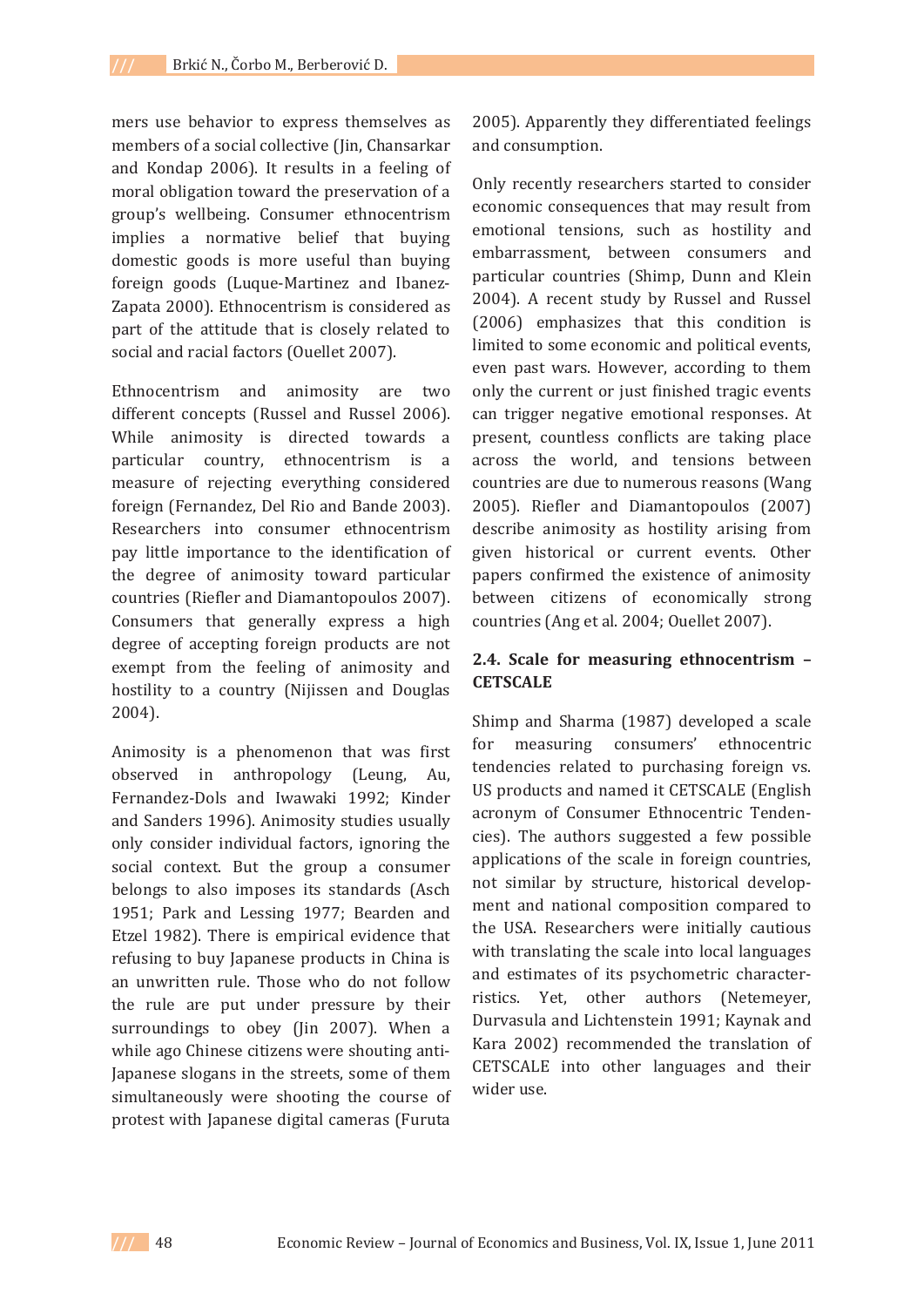mers use behavior to express themselves as members of a social collective (Jin, Chansarkar and Kondap 2006). It results in a feeling of moral obligation toward the preservation of a group's wellbeing. Consumer ethnocentrism implies a normative belief that buying domestic goods is more useful than buying foreign goods (Luque-Martinez and Ibanez-Zapata 2000). Ethnocentrism is considered as part of the attitude that is closely related to social and racial factors (Ouellet 2007).

Ethnocentrism and animosity are two different concepts (Russel and Russel 2006). While animosity is directed towards a particular country, ethnocentrism is a measure of rejecting everything considered foreign (Fernandez, Del Rio and Bande 2003). Researchers into consumer ethnocentrism pay little importance to the identification of the degree of animosity toward particular countries (Riefler and Diamantopoulos 2007). Consumers that generally express a high degree of accepting foreign products are not exempt from the feeling of animosity and hostility to a country (Nijissen and Douglas 2004).

Animosity is a phenomenon that was first observed in anthropology (Leung, Au, Fernandez-Dols and Iwawaki 1992; Kinder and Sanders 1996). Animosity studies usually only consider individual factors, ignoring the social context. But the group a consumer belongs to also imposes its standards (Asch 1951; Park and Lessing 1977; Bearden and Etzel 1982). There is empirical evidence that refusing to buy Japanese products in China is an unwritten rule. Those who do not follow the rule are put under pressure by their surroundings to obey (Jin 2007). When a while ago Chinese citizens were shouting anti-Japanese slogans in the streets, some of them simultaneously were shooting the course of protest with Japanese digital cameras (Furuta 2005). Apparently they differentiated feelings and consumption.

Only recently researchers started to consider economic consequences that may result from emotional tensions, such as hostility and embarrassment, between consumers and particular countries (Shimp, Dunn and Klein 2004). A recent study by Russel and Russel (2006) emphasizes that this condition is limited to some economic and political events, even past wars. However, according to them only the current or just finished tragic events can trigger negative emotional responses. At present, countless conflicts are taking place across the world, and tensions between countries are due to numerous reasons (Wang 2005). Riefler and Diamantopoulos (2007) describe animosity as hostility arising from given historical or current events. Other papers confirmed the existence of animosity between citizens of economically strong countries (Ang et al. 2004; Ouellet 2007).

### 2.4. Scale for measuring ethnocentrism – CETSCALE

Shimp and Sharma (1987) developed a scale for measuring consumers' ethnocentric tendencies related to purchasing foreign vs. US products and named it CETSCALE (English acronym of Consumer Ethnocentric Tendencies). The authors suggested a few possible applications of the scale in foreign countries, not similar by structure, historical development and national composition compared to the USA. Researchers were initially cautious with translating the scale into local languages and estimates of its psychometric characterristics. Yet, other authors (Netemeyer, Durvasula and Lichtenstein 1991; Kaynak and Kara 2002) recommended the translation of CETSCALE into other languages and their wider use.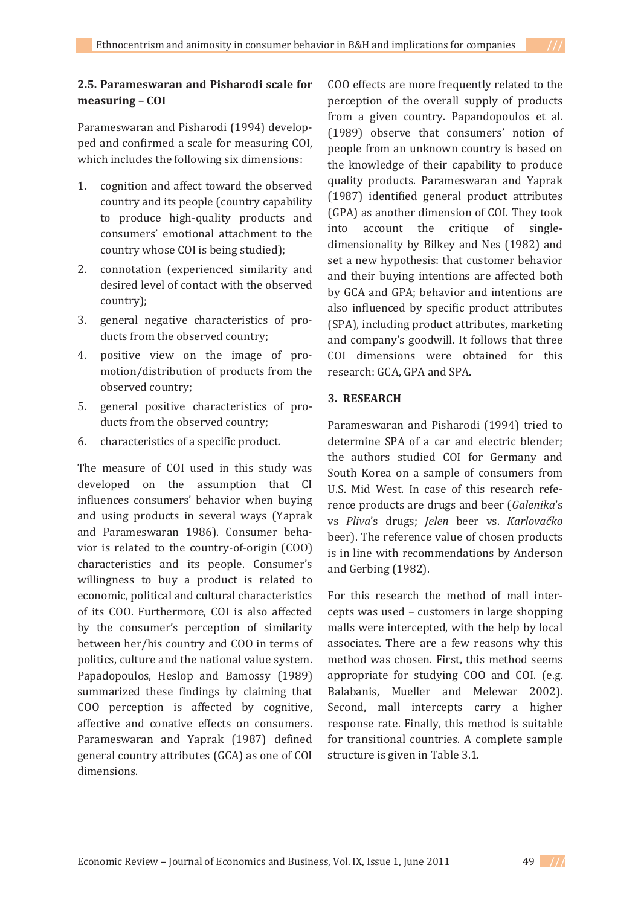## 2.5. Parameswaran and Pisharodi scale for measuring – COI

Parameswaran and Pisharodi (1994) developped and confirmed a scale for measuring COI, which includes the following six dimensions:

1. cognition and affect toward the observed country and its people (country capability to produce high-quality products and consumers' emotional attachment to the country whose COI is being studied);
2. connotation (experienced similarity and desired level of contact with the observed country);
3. general negative characteristics of products from the observed country;
4. positive view on the image of promotion/distribution of products from the observed country;
5. general positive characteristics of products from the observed country;
6. characteristics of a specific product.

The measure of COI used in this study was developed on the assumption that CI influences consumers' behavior when buying and using products in several ways (Yaprak and Parameswaran 1986). Consumer behavior is related to the country-of-origin (COO) characteristics and its people. Consumer's willingness to buy a product is related to economic, political and cultural characteristics of its COO. Furthermore, COI is also affected by the consumer's perception of similarity between her/his country and COO in terms of politics, culture and the national value system. Papadopoulos, Heslop and Bamossy (1989) summarized these findings by claiming that COO perception is affected by cognitive, affective and conative effects on consumers. Parameswaran and Yaprak (1987) defined general country attributes (GCA) as one of COI dimensions. COO effects are more frequently related to the perception of the overall supply of products from a given country. Papandopoulos et al. (1989) observe that consumers' notion of people from an unknown country is based on the knowledge of their capability to produce quality products. Parameswaran and Yaprak (1987) identified general product attributes (GPA) as another dimension of COI. They took into account the critique of single-dimensionality by Bilkey and Nes (1982) and set a new hypothesis: that customer behavior and their buying intentions are affected both by GCA and GPA; behavior and intentions are also influenced by specific product attributes (SPA), including product attributes, marketing and company's goodwill. It follows that three COI dimensions were obtained for this research: GCA, GPA and SPA.

## 3. RESEARCH

Parameswaran and Pisharodi (1994) tried to determine SPA of a car and electric blender; the authors studied COI for Germany and South Korea on a sample of consumers from U.S. Mid West. In case of this research reference products are drugs and beer (*Galenika*'s vs *Pliva*'s drugs; *Jelen* beer vs. *Karlovačko* beer). The reference value of chosen products is in line with recommendations by Anderson and Gerbing (1982).

For this research the method of mall intercepts was used – customers in large shopping malls were intercepted, with the help by local associates. There are a few reasons why this method was chosen. First, this method seems appropriate for studying COO and COI. (e.g. Balabanis, Mueller and Melewar 2002). Second, mall intercepts carry a higher response rate. Finally, this method is suitable for transitional countries. A complete sample structure is given in Table 3.1.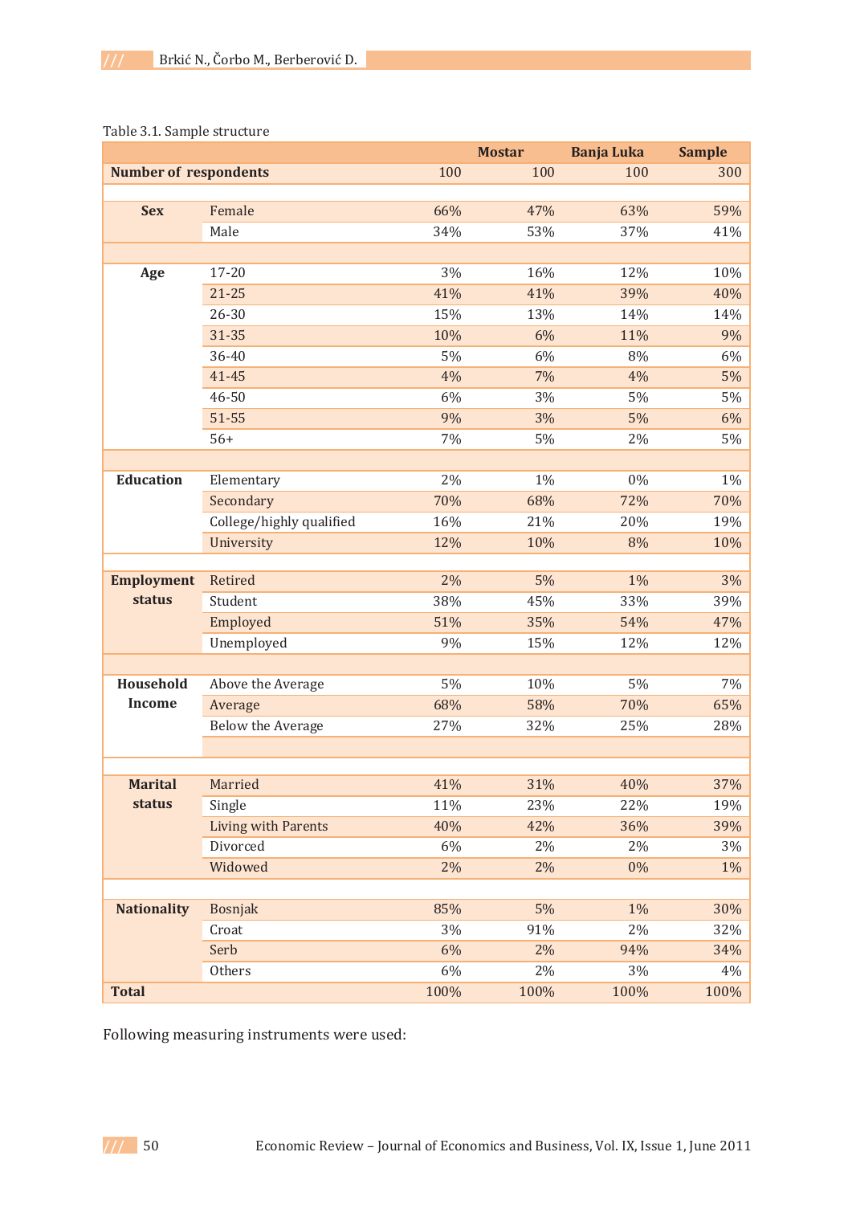Table 3.1. Sample structure

| | | | Mostar | Banja Luka | Sample |
|---|---|---|---|---|---|
| **Number of respondents** | | 100 | 100 | 100 | 300 |
| | | | | | |
| **Sex** | Female | 66% | 47% | 63% | 59% |
| | Male | 34% | 53% | 37% | 41% |
| | | | | | |
| **Age** | 17-20 | 3% | 16% | 12% | 10% |
| | 21-25 | 41% | 41% | 39% | 40% |
| | 26-30 | 15% | 13% | 14% | 14% |
| | 31-35 | 10% | 6% | 11% | 9% |
| | 36-40 | 5% | 6% | 8% | 6% |
| | 41-45 | 4% | 7% | 4% | 5% |
| | 46-50 | 6% | 3% | 5% | 5% |
| | 51-55 | 9% | 3% | 5% | 6% |
| | 56+ | 7% | 5% | 2% | 5% |
| | | | | | |
| **Education** | Elementary | 2% | 1% | 0% | 1% |
| | Secondary | 70% | 68% | 72% | 70% |
| | College/highly qualified | 16% | 21% | 20% | 19% |
| | University | 12% | 10% | 8% | 10% |
| | | | | | |
| **Employment status** | Retired | 2% | 5% | 1% | 3% |
| | Student | 38% | 45% | 33% | 39% |
| | Employed | 51% | 35% | 54% | 47% |
| | Unemployed | 9% | 15% | 12% | 12% |
| | | | | | |
| **Household Income** | Above the Average | 5% | 10% | 5% | 7% |
| | Average | 68% | 58% | 70% | 65% |
| | Below the Average | 27% | 32% | 25% | 28% |
| | | | | | |
| **Marital status** | Married | 41% | 31% | 40% | 37% |
| | Single | 11% | 23% | 22% | 19% |
| | Living with Parents | 40% | 42% | 36% | 39% |
| | Divorced | 6% | 2% | 2% | 3% |
| | Widowed | 2% | 2% | 0% | 1% |
| | | | | | |
| **Nationality** | Bosnjak | 85% | 5% | 1% | 30% |
| | Croat | 3% | 91% | 2% | 32% |
| | Serb | 6% | 2% | 94% | 34% |
| | Others | 6% | 2% | 3% | 4% |
| **Total** | | 100% | 100% | 100% | 100% |

Following measuring instruments were used: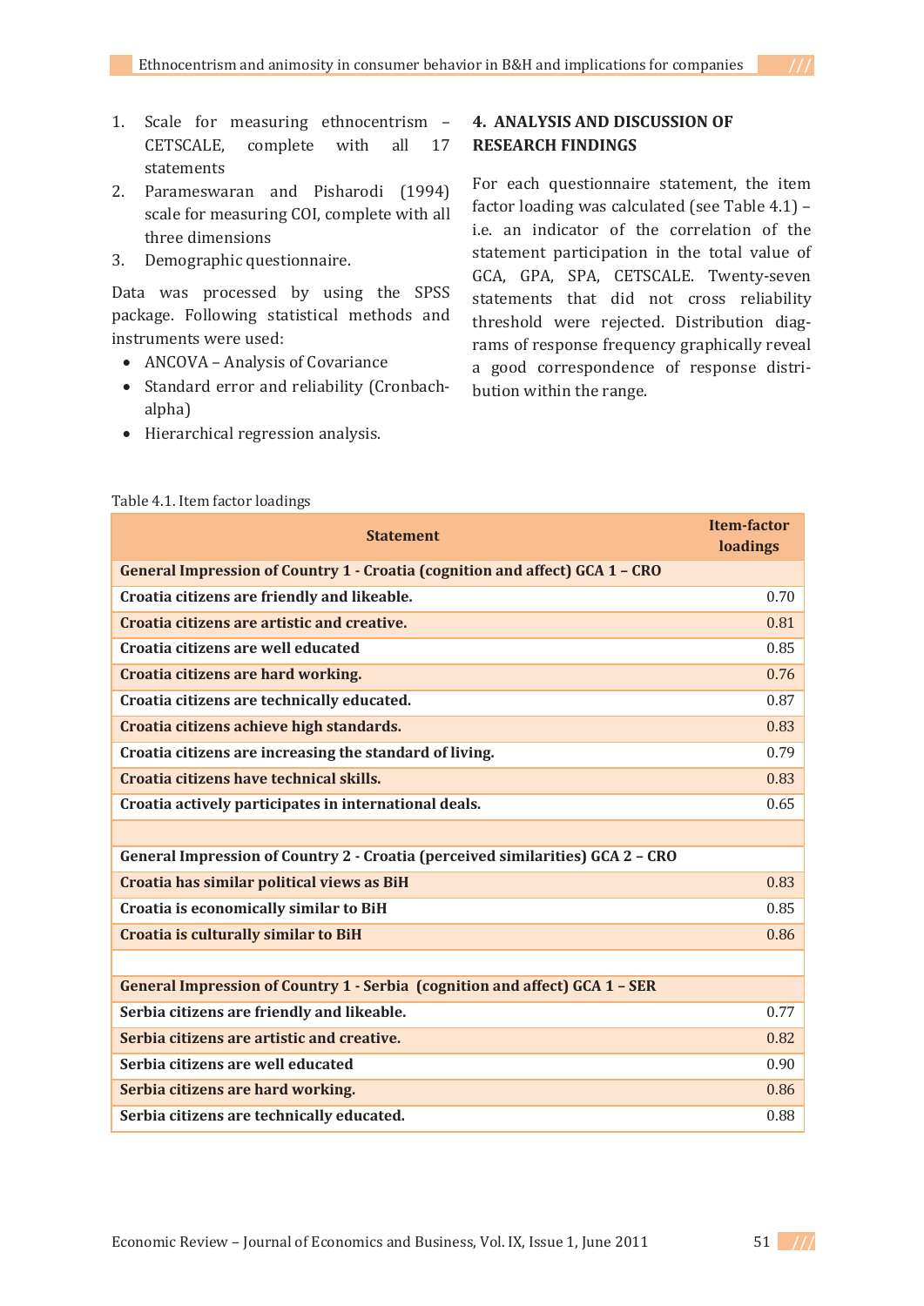1. Scale for measuring ethnocentrism – CETSCALE, complete with all 17 statements
2. Parameswaran and Pisharodi (1994) scale for measuring COI, complete with all three dimensions
3. Demographic questionnaire.

Data was processed by using the SPSS package. Following statistical methods and instruments were used:

- ANCOVA – Analysis of Covariance
- Standard error and reliability (Cronbach-alpha)
- Hierarchical regression analysis.

## 4. ANALYSIS AND DISCUSSION OF RESEARCH FINDINGS

For each questionnaire statement, the item factor loading was calculated (see Table 4.1) – i.e. an indicator of the correlation of the statement participation in the total value of GCA, GPA, SPA, CETSCALE. Twenty-seven statements that did not cross reliability threshold were rejected. Distribution diagrams of response frequency graphically reveal a good correspondence of response distribution within the range.

Table 4.1. Item factor loadings

| Statement | Item-factor loadings |
|---|---|
| **General Impression of Country 1 - Croatia (cognition and affect) GCA 1 – CRO** | |
| **Croatia citizens are friendly and likeable.** | 0.70 |
| **Croatia citizens are artistic and creative.** | 0.81 |
| **Croatia citizens are well educated** | 0.85 |
| **Croatia citizens are hard working.** | 0.76 |
| **Croatia citizens are technically educated.** | 0.87 |
| **Croatia citizens achieve high standards.** | 0.83 |
| **Croatia citizens are increasing the standard of living.** | 0.79 |
| **Croatia citizens have technical skills.** | 0.83 |
| **Croatia actively participates in international deals.** | 0.65 |
| | |
| **General Impression of Country 2 - Croatia (perceived similarities) GCA 2 – CRO** | |
| **Croatia has similar political views as BiH** | 0.83 |
| **Croatia is economically similar to BiH** | 0.85 |
| **Croatia is culturally similar to BiH** | 0.86 |
| | |
| **General Impression of Country 1 - Serbia (cognition and affect) GCA 1 – SER** | |
| **Serbia citizens are friendly and likeable.** | 0.77 |
| **Serbia citizens are artistic and creative.** | 0.82 |
| **Serbia citizens are well educated** | 0.90 |
| **Serbia citizens are hard working.** | 0.86 |
| **Serbia citizens are technically educated.** | 0.88 |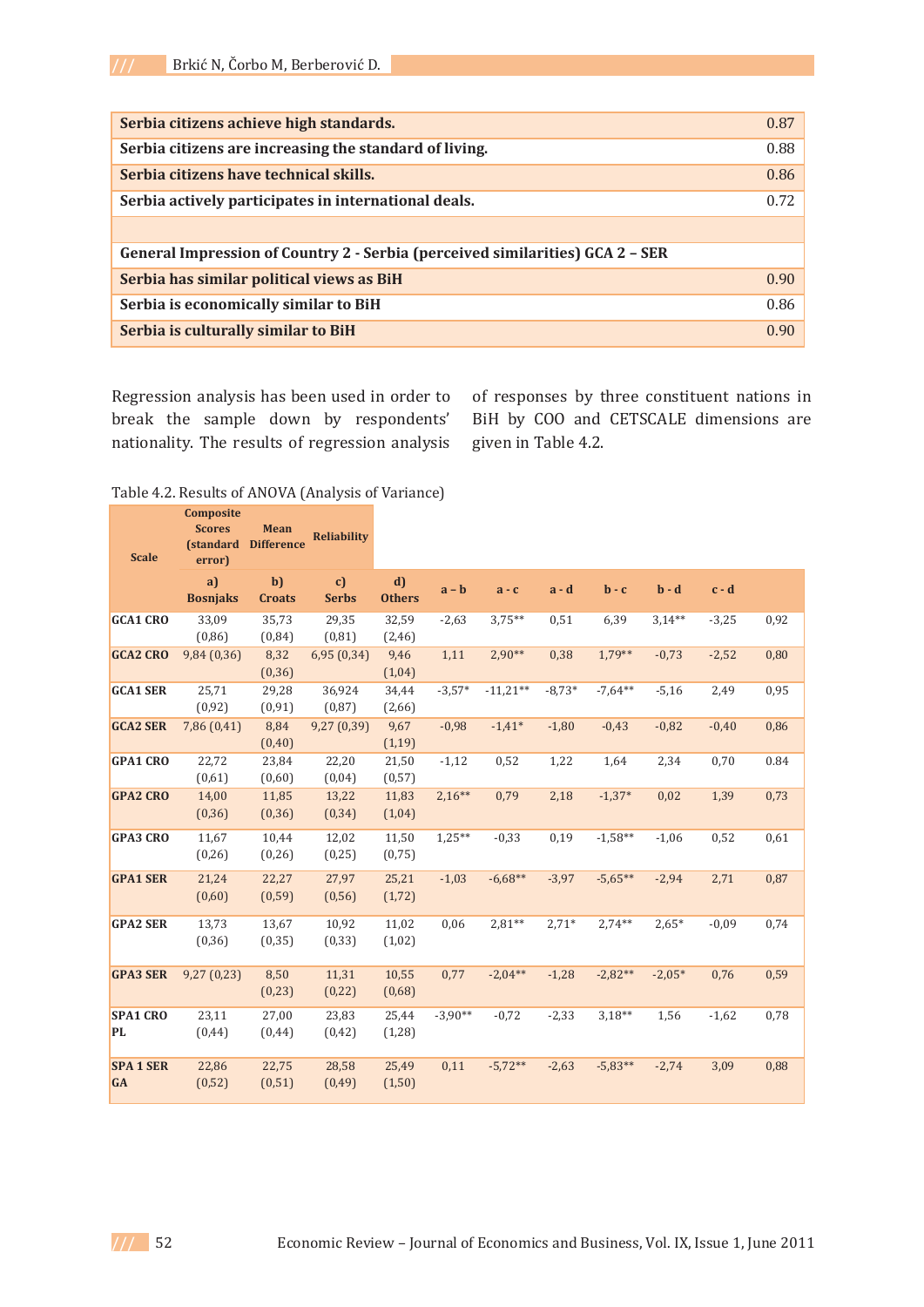| | |
|---|---|
| **Serbia citizens achieve high standards.** | 0.87 |
| **Serbia citizens are increasing the standard of living.** | 0.88 |
| **Serbia citizens have technical skills.** | 0.86 |
| **Serbia actively participates in international deals.** | 0.72 |
| | |
| **General Impression of Country 2 - Serbia (perceived similarities) GCA 2 – SER** | |
| **Serbia has similar political views as BiH** | 0.90 |
| **Serbia is economically similar to BiH** | 0.86 |
| **Serbia is culturally similar to BiH** | 0.90 |

Regression analysis has been used in order to break the sample down by respondents' nationality. The results of regression analysis of responses by three constituent nations in BiH by COO and CETSCALE dimensions are given in Table 4.2.

Table 4.2. Results of ANOVA (Analysis of Variance)

| Scale | Composite Scores (standard error) | Mean Difference | Reliability | | | | | | | | |
|---|---|---|---|---|---|---|---|---|---|---|---|
| | a) Bosnjaks | b) Croats | c) Serbs | d) Others | a – b | a - c | a - d | b - c | b - d | c - d | |
| **GCA1 CRO** | 33,09 (0,86) | 35,73 (0,84) | 29,35 (0,81) | 32,59 (2,46) | -2,63 | 3,75** | 0,51 | 6,39 | 3,14** | -3,25 | 0,92 |
| **GCA2 CRO** | 9,84 (0,36) | 8,32 (0,36) | 6,95 (0,34) | 9,46 (1,04) | 1,11 | 2,90** | 0,38 | 1,79** | -0,73 | -2,52 | 0,80 |
| **GCA1 SER** | 25,71 (0,92) | 29,28 (0,91) | 36,924 (0,87) | 34,44 (2,66) | -3,57* | -11,21** | -8,73* | -7,64** | -5,16 | 2,49 | 0,95 |
| **GCA2 SER** | 7,86 (0,41) | 8,84 (0,40) | 9,27 (0,39) | 9,67 (1,19) | -0,98 | -1,41* | -1,80 | -0,43 | -0,82 | -0,40 | 0,86 |
| **GPA1 CRO** | 22,72 (0,61) | 23,84 (0,60) | 22,20 (0,04) | 21,50 (0,57) | -1,12 | 0,52 | 1,22 | 1,64 | 2,34 | 0,70 | 0.84 |
| **GPA2 CRO** | 14,00 (0,36) | 11,85 (0,36) | 13,22 (0,34) | 11,83 (1,04) | 2,16** | 0,79 | 2,18 | -1,37* | 0,02 | 1,39 | 0,73 |
| **GPA3 CRO** | 11,67 (0,26) | 10,44 (0,26) | 12,02 (0,25) | 11,50 (0,75) | 1,25** | -0,33 | 0,19 | -1,58** | -1,06 | 0,52 | 0,61 |
| **GPA1 SER** | 21,24 (0,60) | 22,27 (0,59) | 27,97 (0,56) | 25,21 (1,72) | -1,03 | -6,68** | -3,97 | -5,65** | -2,94 | 2,71 | 0,87 |
| **GPA2 SER** | 13,73 (0,36) | 13,67 (0,35) | 10,92 (0,33) | 11,02 (1,02) | 0,06 | 2,81** | 2,71* | 2,74** | 2,65* | -0,09 | 0,74 |
| **GPA3 SER** | 9,27 (0,23) | 8,50 (0,23) | 11,31 (0,22) | 10,55 (0,68) | 0,77 | -2,04** | -1,28 | -2,82** | -2,05* | 0,76 | 0,59 |
| **SPA1 CRO PL** | 23,11 (0,44) | 27,00 (0,44) | 23,83 (0,42) | 25,44 (1,28) | -3,90** | -0,72 | -2,33 | 3,18** | 1,56 | -1,62 | 0,78 |
| **SPA 1 SER GA** | 22,86 (0,52) | 22,75 (0,51) | 28,58 (0,49) | 25,49 (1,50) | 0,11 | -5,72** | -2,63 | -5,83** | -2,74 | 3,09 | 0,88 |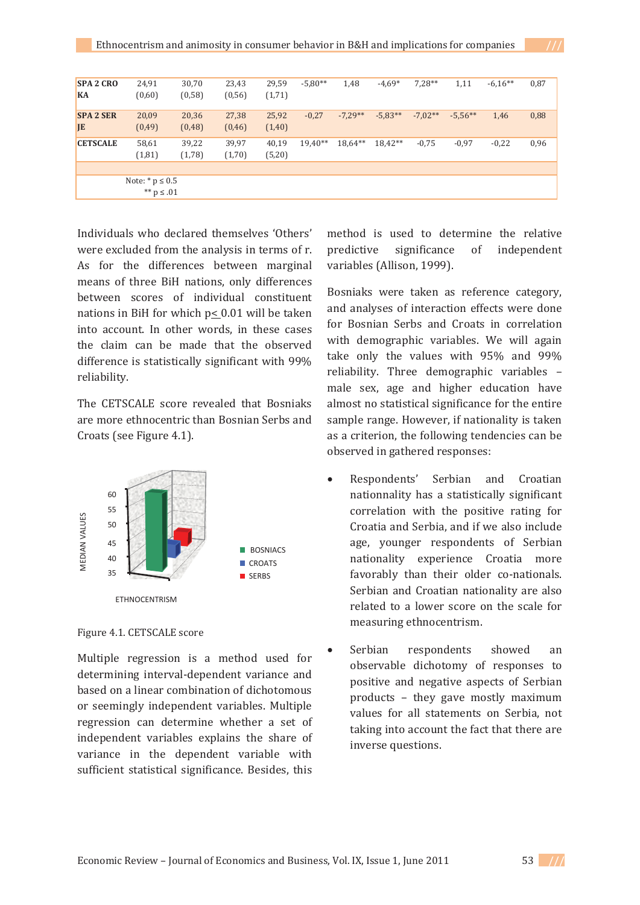| | | | | | | | | | | | |
|---|---|---|---|---|---|---|---|---|---|---|---|
| **SPA 2 CROKA** | 24,91 (0,60) | 30,70 (0,58) | 23,43 (0,56) | 29,59 (1,71) | -5,80** | 1,48 | -4,69* | 7,28** | 1,11 | -6,16** | 0,87 |
| **SPA 2 SERJE** | 20,09 (0,49) | 20,36 (0,48) | 27,38 (0,46) | 25,92 (1,40) | -0,27 | -7,29** | -5,83** | -7,02** | -5,56** | 1,46 | 0,88 |
| **CETSCALE** | 58,61 (1,81) | 39,22 (1,78) | 39,97 (1,70) | 40,19 (5,20) | 19,40** | 18,64** | 18,42** | -0,75 | -0,97 | -0,22 | 0,96 |

Note: * p ≤ 0.5
** p ≤ .01

Individuals who declared themselves 'Others' were excluded from the analysis in terms of r. As for the differences between marginal means of three BiH nations, only differences between scores of individual constituent nations in BiH for which $p \leq 0.01$ will be taken into account. In other words, in these cases the claim can be made that the observed difference is statistically significant with 99% reliability.

The CETSCALE score revealed that Bosniaks are more ethnocentric than Bosnian Serbs and Croats (see Figure 4.1).

Figure 4.1. CETSCALE score

Multiple regression is a method used for determining interval-dependent variance and based on a linear combination of dichotomous or seemingly independent variables. Multiple regression can determine whether a set of independent variables explains the share of variance in the dependent variable with sufficient statistical significance. Besides, this method is used to determine the relative predictive significance of independent variables (Allison, 1999).

Bosniaks were taken as reference category, and analyses of interaction effects were done for Bosnian Serbs and Croats in correlation with demographic variables. We will again take only the values with 95% and 99% reliability. Three demographic variables – male sex, age and higher education have almost no statistical significance for the entire sample range. However, if nationality is taken as a criterion, the following tendencies can be observed in gathered responses:

- Respondents' Serbian and Croatian nationnality has a statistically significant correlation with the positive rating for Croatia and Serbia, and if we also include age, younger respondents of Serbian nationality experience Croatia more favorably than their older co-nationals. Serbian and Croatian nationality are also related to a lower score on the scale for measuring ethnocentrism.
- Serbian respondents showed an observable dichotomy of responses to positive and negative aspects of Serbian products – they gave mostly maximum values for all statements on Serbia, not taking into account the fact that there are inverse questions.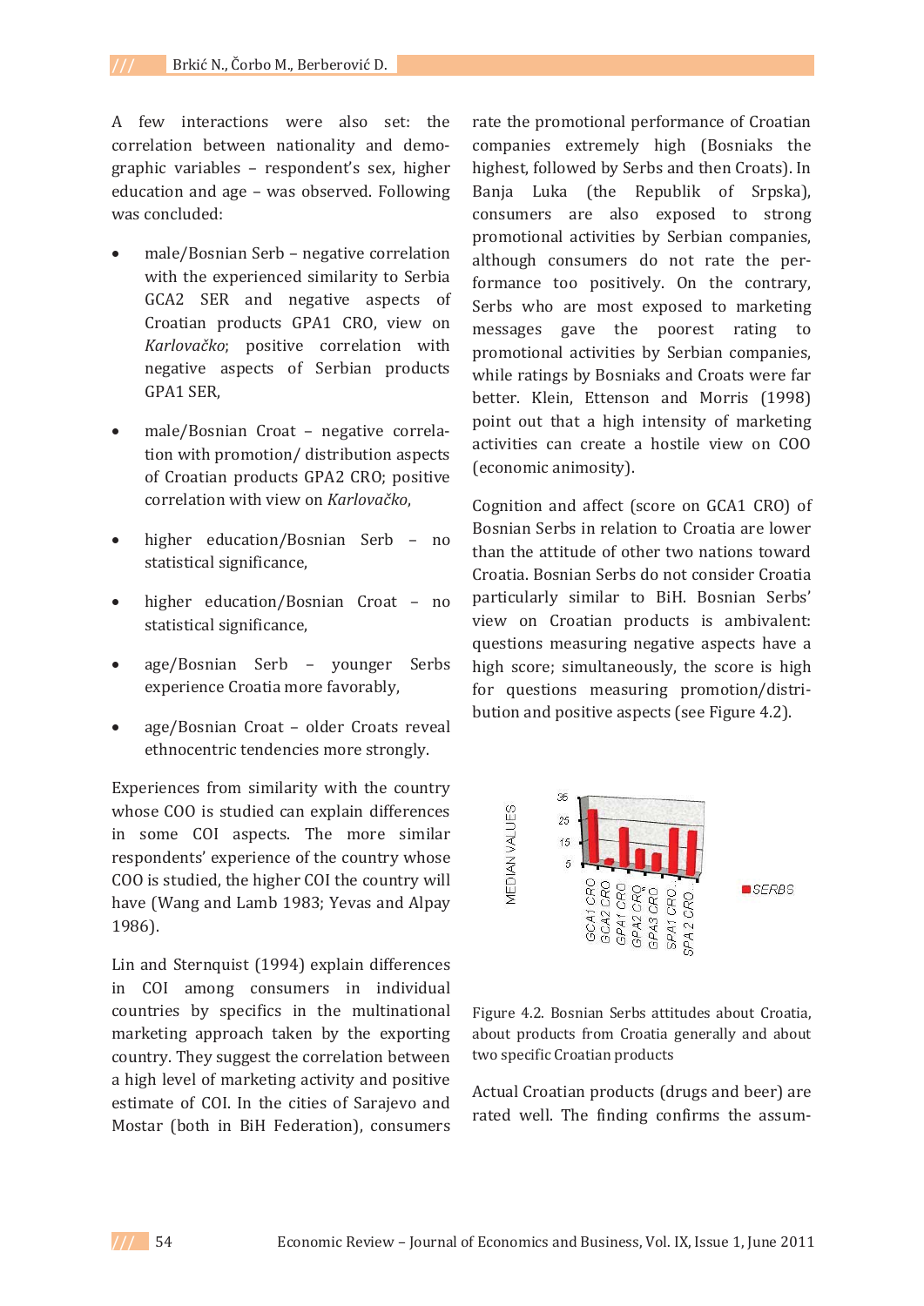A few interactions were also set: the correlation between nationality and demographic variables – respondent's sex, higher education and age – was observed. Following was concluded:

- male/Bosnian Serb – negative correlation with the experienced similarity to Serbia GCA2 SER and negative aspects of Croatian products GPA1 CRO, view on *Karlovačko*; positive correlation with negative aspects of Serbian products GPA1 SER,
- male/Bosnian Croat – negative correlation with promotion/ distribution aspects of Croatian products GPA2 CRO; positive correlation with view on *Karlovačko*,
- higher education/Bosnian Serb – no statistical significance,
- higher education/Bosnian Croat – no statistical significance,
- age/Bosnian Serb – younger Serbs experience Croatia more favorably,
- age/Bosnian Croat – older Croats reveal ethnocentric tendencies more strongly.

Experiences from similarity with the country whose COO is studied can explain differences in some COI aspects. The more similar respondents' experience of the country whose COO is studied, the higher COI the country will have (Wang and Lamb 1983; Yevas and Alpay 1986).

Lin and Sternquist (1994) explain differences in COI among consumers in individual countries by specifics in the multinational marketing approach taken by the exporting country. They suggest the correlation between a high level of marketing activity and positive estimate of COI. In the cities of Sarajevo and Mostar (both in BiH Federation), consumers rate the promotional performance of Croatian companies extremely high (Bosniaks the highest, followed by Serbs and then Croats). In Banja Luka (the Republik of Srpska), consumers are also exposed to strong promotional activities by Serbian companies, although consumers do not rate the performance too positively. On the contrary, Serbs who are most exposed to marketing messages gave the poorest rating to promotional activities by Serbian companies, while ratings by Bosniaks and Croats were far better. Klein, Ettenson and Morris (1998) point out that a high intensity of marketing activities can create a hostile view on COO (economic animosity).

Cognition and affect (score on GCA1 CRO) of Bosnian Serbs in relation to Croatia are lower than the attitude of other two nations toward Croatia. Bosnian Serbs do not consider Croatia particularly similar to BiH. Bosnian Serbs' view on Croatian products is ambivalent: questions measuring negative aspects have a high score; simultaneously, the score is high for questions measuring promotion/distribution and positive aspects (see Figure 4.2).

Figure 4.2. Bosnian Serbs attitudes about Croatia, about products from Croatia generally and about two specific Croatian products

Actual Croatian products (drugs and beer) are rated well. The finding confirms the assum-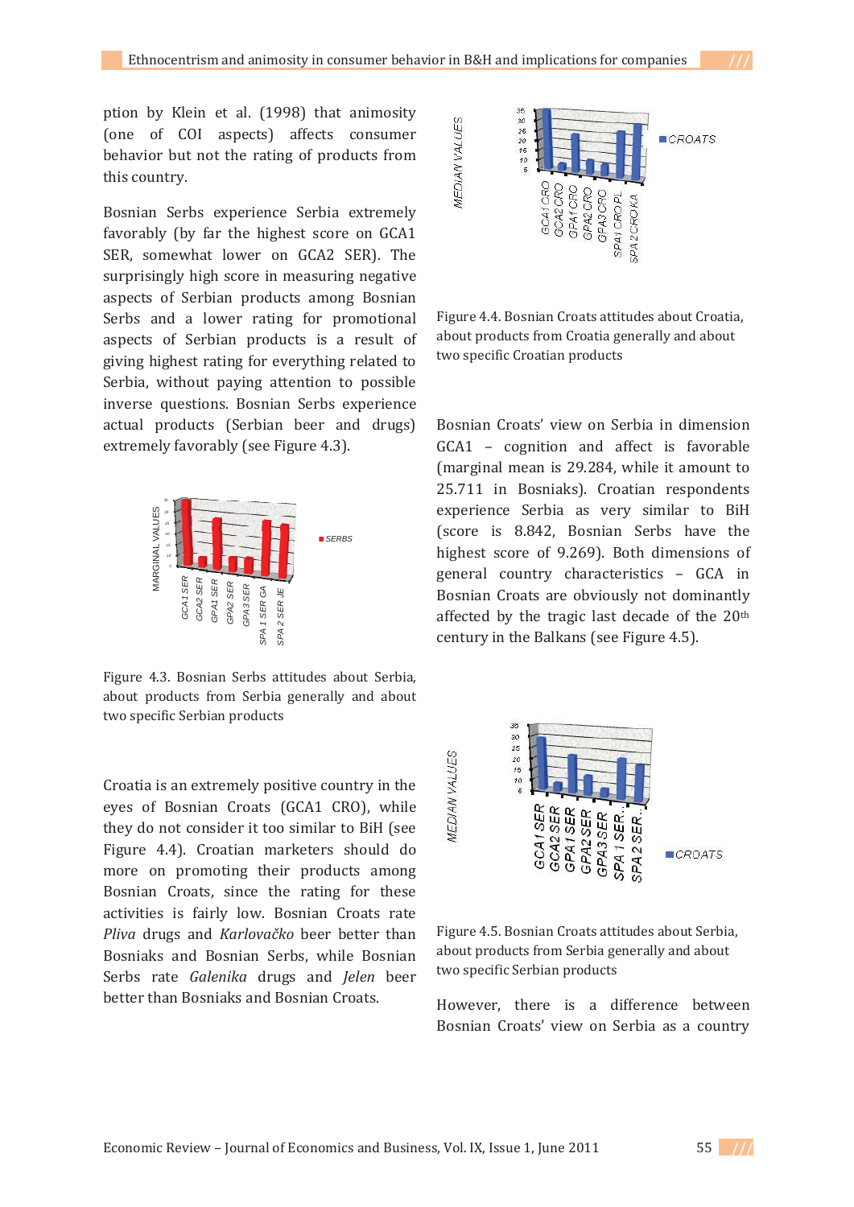ption by Klein et al. (1998) that animosity (one of COI aspects) affects consumer behavior but not the rating of products from this country.

Bosnian Serbs experience Serbia extremely favorably (by far the highest score on GCA1 SER, somewhat lower on GCA2 SER). The surprisingly high score in measuring negative aspects of Serbian products among Bosnian Serbs and a lower rating for promotional aspects of Serbian products is a result of giving highest rating for everything related to Serbia, without paying attention to possible inverse questions. Bosnian Serbs experience actual products (Serbian beer and drugs) extremely favorably (see Figure 4.3).

Figure 4.3. Bosnian Serbs attitudes about Serbia, about products from Serbia generally and about two specific Serbian products

Croatia is an extremely positive country in the eyes of Bosnian Croats (GCA1 CRO), while they do not consider it too similar to BiH (see Figure 4.4). Croatian marketers should do more on promoting their products among Bosnian Croats, since the rating for these activities is fairly low. Bosnian Croats rate *Pliva* drugs and *Karlovačko* beer better than Bosniaks and Bosnian Serbs, while Bosnian Serbs rate *Galenika* drugs and *Jelen* beer better than Bosniaks and Bosnian Croats.

Figure 4.4. Bosnian Croats attitudes about Croatia, about products from Croatia generally and about two specific Croatian products

Bosnian Croats' view on Serbia in dimension GCA1 – cognition and affect is favorable (marginal mean is 29.284, while it amount to 25.711 in Bosniaks). Croatian respondents experience Serbia as very similar to BiH (score is 8.842, Bosnian Serbs have the highest score of 9.269). Both dimensions of general country characteristics – GCA in Bosnian Croats are obviously not dominantly affected by the tragic last decade of the 20th century in the Balkans (see Figure 4.5).

Figure 4.5. Bosnian Croats attitudes about Serbia, about products from Serbia generally and about two specific Serbian products

However, there is a difference between Bosnian Croats' view on Serbia as a country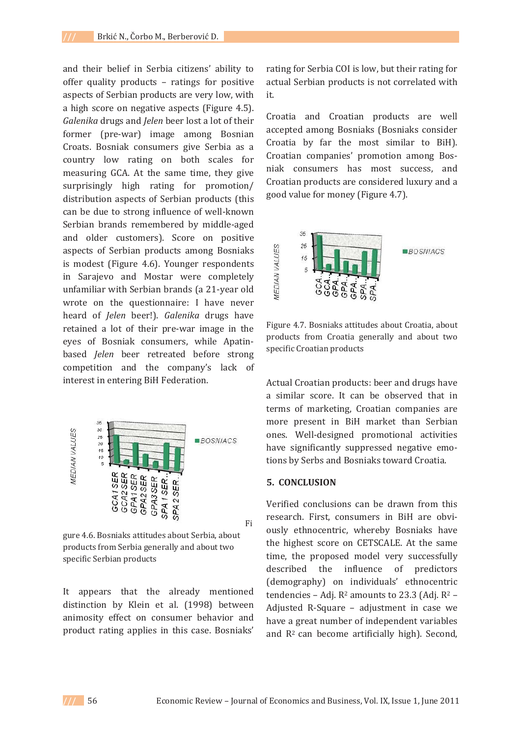and their belief in Serbia citizens' ability to offer quality products – ratings for positive aspects of Serbian products are very low, with a high score on negative aspects (Figure 4.5). *Galenika* drugs and *Jelen* beer lost a lot of their former (pre-war) image among Bosnian Croats. Bosniak consumers give Serbia as a country low rating on both scales for measuring GCA. At the same time, they give surprisingly high rating for promotion/distribution aspects of Serbian products (this can be due to strong influence of well-known Serbian brands remembered by middle-aged and older customers). Score on positive aspects of Serbian products among Bosniaks is modest (Figure 4.6). Younger respondents in Sarajevo and Mostar were completely unfamiliar with Serbian brands (a 21-year old wrote on the questionnaire: I have never heard of *Jelen* beer!). *Galenika* drugs have retained a lot of their pre-war image in the eyes of Bosniak consumers, while Apatin-based *Jelen* beer retreated before strong competition and the company's lack of interest in entering BiH Federation.

Figure 4.6. Bosniaks attitudes about Serbia, about products from Serbia generally and about two specific Serbian products

It appears that the already mentioned distinction by Klein et al. (1998) between animosity effect on consumer behavior and product rating applies in this case. Bosniaks' rating for Serbia COI is low, but their rating for actual Serbian products is not correlated with it.

Croatia and Croatian products are well accepted among Bosniaks (Bosniaks consider Croatia by far the most similar to BiH). Croatian companies' promotion among Bosniak consumers has most success, and Croatian products are considered luxury and a good value for money (Figure 4.7).

Figure 4.7. Bosniaks attitudes about Croatia, about products from Croatia generally and about two specific Croatian products

Actual Croatian products: beer and drugs have a similar score. It can be observed that in terms of marketing, Croatian companies are more present in BiH market than Serbian ones. Well-designed promotional activities have significantly suppressed negative emotions by Serbs and Bosniaks toward Croatia.

## 5. CONCLUSION

Verified conclusions can be drawn from this research. First, consumers in BiH are obviously ethnocentric, whereby Bosniaks have the highest score on CETSCALE. At the same time, the proposed model very successfully described the influence of predictors (demography) on individuals' ethnocentric tendencies – Adj. $R^2$ amounts to 23.3 (Adj. $R^2$ – Adjusted R-Square – adjustment in case we have a great number of independent variables and $R^2$ can become artificially high). Second,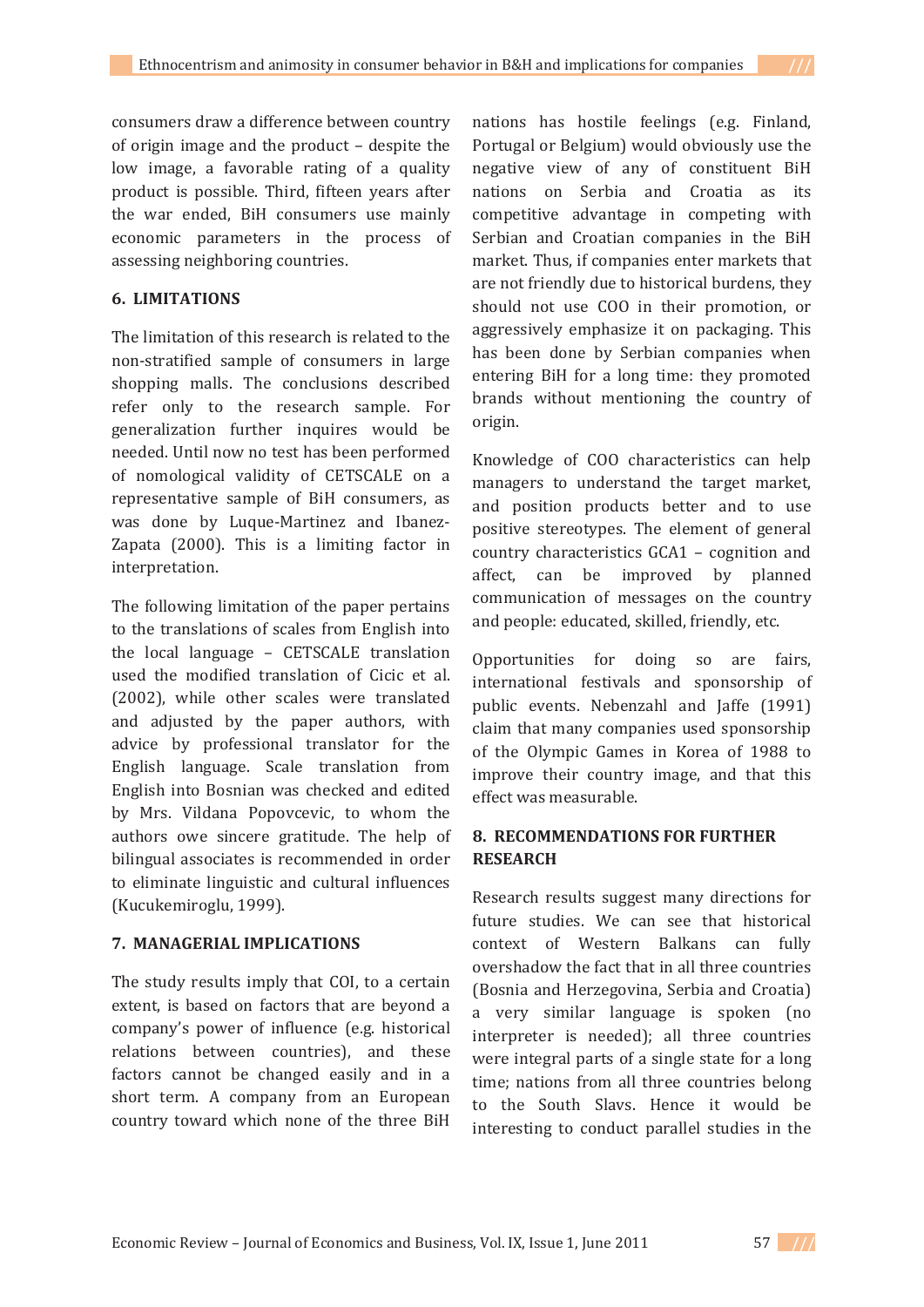consumers draw a difference between country of origin image and the product – despite the low image, a favorable rating of a quality product is possible. Third, fifteen years after the war ended, BiH consumers use mainly economic parameters in the process of assessing neighboring countries.

## 6. LIMITATIONS

The limitation of this research is related to the non-stratified sample of consumers in large shopping malls. The conclusions described refer only to the research sample. For generalization further inquires would be needed. Until now no test has been performed of nomological validity of CETSCALE on a representative sample of BiH consumers, as was done by Luque-Martinez and Ibanez-Zapata (2000). This is a limiting factor in interpretation.

The following limitation of the paper pertains to the translations of scales from English into the local language – CETSCALE translation used the modified translation of Cicic et al. (2002), while other scales were translated and adjusted by the paper authors, with advice by professional translator for the English language. Scale translation from English into Bosnian was checked and edited by Mrs. Vildana Popovcevic, to whom the authors owe sincere gratitude. The help of bilingual associates is recommended in order to eliminate linguistic and cultural influences (Kucukemiroglu, 1999).

## 7. MANAGERIAL IMPLICATIONS

The study results imply that COI, to a certain extent, is based on factors that are beyond a company's power of influence (e.g. historical relations between countries), and these factors cannot be changed easily and in a short term. A company from an European country toward which none of the three BiH nations has hostile feelings (e.g. Finland, Portugal or Belgium) would obviously use the negative view of any of constituent BiH nations on Serbia and Croatia as its competitive advantage in competing with Serbian and Croatian companies in the BiH market. Thus, if companies enter markets that are not friendly due to historical burdens, they should not use COO in their promotion, or aggressively emphasize it on packaging. This has been done by Serbian companies when entering BiH for a long time: they promoted brands without mentioning the country of origin.

Knowledge of COO characteristics can help managers to understand the target market, and position products better and to use positive stereotypes. The element of general country characteristics GCA1 – cognition and affect, can be improved by planned communication of messages on the country and people: educated, skilled, friendly, etc.

Opportunities for doing so are fairs, international festivals and sponsorship of public events. Nebenzahl and Jaffe (1991) claim that many companies used sponsorship of the Olympic Games in Korea of 1988 to improve their country image, and that this effect was measurable.

## 8. RECOMMENDATIONS FOR FURTHER RESEARCH

Research results suggest many directions for future studies. We can see that historical context of Western Balkans can fully overshadow the fact that in all three countries (Bosnia and Herzegovina, Serbia and Croatia) a very similar language is spoken (no interpreter is needed); all three countries were integral parts of a single state for a long time; nations from all three countries belong to the South Slavs. Hence it would be interesting to conduct parallel studies in the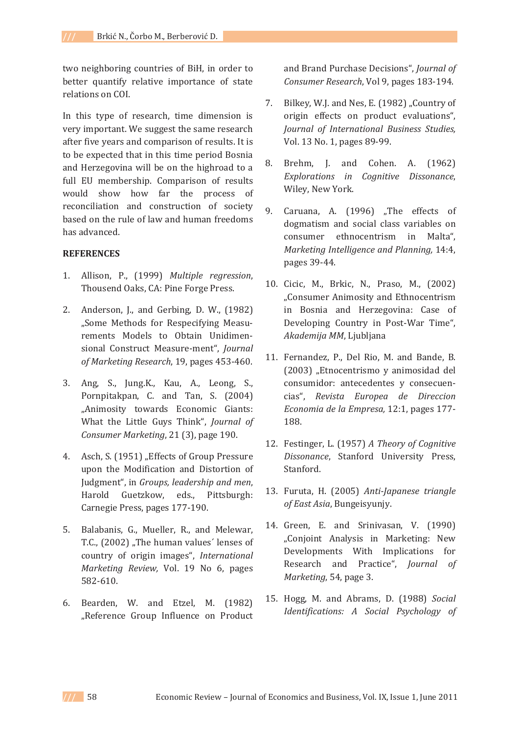two neighboring countries of BiH, in order to better quantify relative importance of state relations on COI.

In this type of research, time dimension is very important. We suggest the same research after five years and comparison of results. It is to be expected that in this time period Bosnia and Herzegovina will be on the highroad to a full EU membership. Comparison of results would show how far the process of reconciliation and construction of society based on the rule of law and human freedoms has advanced.

**REFERENCES**

1. Allison, P., (1999) *Multiple regression*, Thousand Oaks, CA: Pine Forge Press.
2. Anderson, J., and Gerbing, D. W., (1982) „Some Methods for Respecifying Measurements Models to Obtain Unidimensional Construct Measure-ment", *Journal of Marketing Research*, 19, pages 453-460.
3. Ang, S., Jung.K., Kau, A., Leong, S., Pornpitakpan, C. and Tan, S. (2004) „Animosity towards Economic Giants: What the Little Guys Think", *Journal of Consumer Marketing*, 21 (3), page 190.
4. Asch, S. (1951) „Effects of Group Pressure upon the Modification and Distortion of Judgment", in *Groups, leadership and men*, Harold Guetzkow, eds., Pittsburgh: Carnegie Press, pages 177-190.
5. Balabanis, G., Mueller, R., and Melewar, T.C., (2002) „The human values´ lenses of country of origin images", *International Marketing Review,* Vol. 19 No 6, pages 582-610.
6. Bearden, W. and Etzel, M. (1982) „Reference Group Influence on Product and Brand Purchase Decisions", *Journal of Consumer Research*, Vol 9, pages 183-194.
7. Bilkey, W.J. and Nes, E. (1982) „Country of origin effects on product evaluations", *Journal of International Business Studies,* Vol. 13 No. 1, pages 89-99.
8. Brehm, J. and Cohen. A. (1962) *Explorations in Cognitive Dissonance*, Wiley, New York.
9. Caruana, A. (1996) „The effects of dogmatism and social class variables on consumer ethnocentrism in Malta", *Marketing Intelligence and Planning,* 14:4, pages 39-44.
10. Cicic, M., Brkic, N., Praso, M., (2002) „Consumer Animosity and Ethnocentrism in Bosnia and Herzegovina: Case of Developing Country in Post-War Time", *Akademija MM*, Ljubljana
11. Fernandez, P., Del Rio, M. and Bande, B. (2003) „Etnocentrismo y animosidad del consumidor: antecedentes y consecuencias", *Revista Europea de Direccion Economia de la Empresa,* 12:1, pages 177-188.
12. Festinger, L. (1957) *A Theory of Cognitive Dissonance*, Stanford University Press, Stanford.
13. Furuta, H. (2005) *Anti-Japanese triangle of East Asia*, Bungeisyunjy.
14. Green, E. and Srinivasan, V. (1990) „Conjoint Analysis in Marketing: New Developments With Implications for Research and Practice", *Journal of Marketing*, 54, page 3.
15. Hogg, M. and Abrams, D. (1988) *Social Identifications: A Social Psychology of*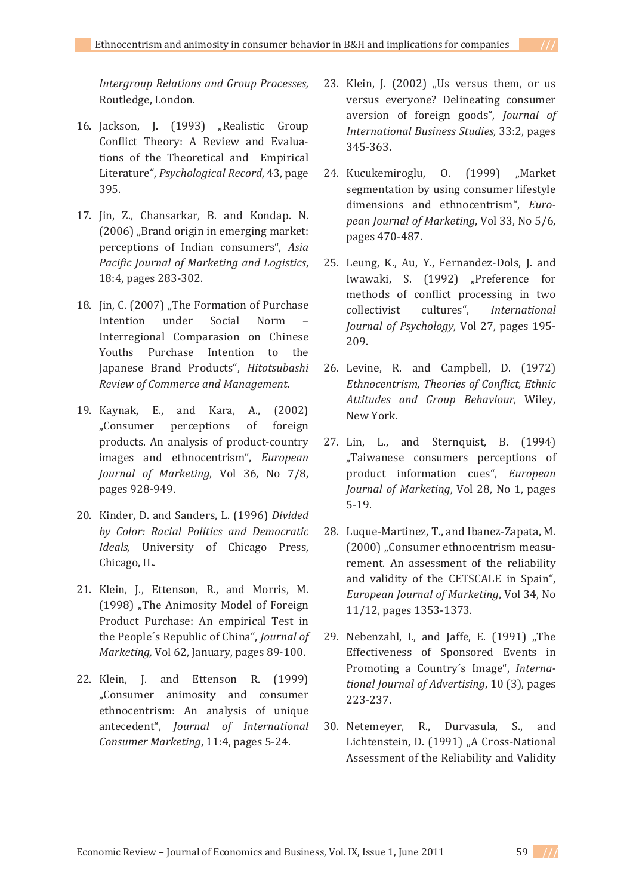*Intergroup Relations and Group Processes,* Routledge, London.

16. Jackson, J. (1993) „Realistic Group Conflict Theory: A Review and Evaluations of the Theoretical and Empirical Literature“, *Psychological Record*, 43, page 395.

17. Jin, Z., Chansarkar, B. and Kondap. N. (2006) „Brand origin in emerging market: perceptions of Indian consumers“, *Asia Pacific Journal of Marketing and Logistics*, 18:4, pages 283-302.

18. Jin, C. (2007) „The Formation of Purchase Intention under Social Norm – Interregional Comparasion on Chinese Youths Purchase Intention to the Japanese Brand Products“, *Hitotsubashi Review of Commerce and Management*.

19. Kaynak, E., and Kara, A., (2002) „Consumer perceptions of foreign products. An analysis of product-country images and ethnocentrism“, *European Journal of Marketing*, Vol 36, No 7/8, pages 928-949.

20. Kinder, D. and Sanders, L. (1996) *Divided by Color: Racial Politics and Democratic Ideals,* University of Chicago Press, Chicago, IL.

21. Klein, J., Ettenson, R., and Morris, M. (1998) „The Animosity Model of Foreign Product Purchase: An empirical Test in the People´s Republic of China“, *Journal of Marketing,* Vol 62, January, pages 89-100.

22. Klein, J. and Ettenson R. (1999) „Consumer animosity and consumer ethnocentrism: An analysis of unique antecedent“, *Journal of International Consumer Marketing*, 11:4, pages 5-24.

23. Klein, J. (2002) „Us versus them, or us versus everyone? Delineating consumer aversion of foreign goods“, *Journal of International Business Studies,* 33:2, pages 345-363.

24. Kucukemiroglu, O. (1999) „Market segmentation by using consumer lifestyle dimensions and ethnocentrism“, *European Journal of Marketing*, Vol 33, No 5/6, pages 470-487.

25. Leung, K., Au, Y., Fernandez-Dols, J. and Iwawaki, S. (1992) „Preference for methods of conflict processing in two collectivist cultures“, *International Journal of Psychology*, Vol 27, pages 195-209.

26. Levine, R. and Campbell, D. (1972) *Ethnocentrism, Theories of Conflict, Ethnic Attitudes and Group Behaviour*, Wiley, New York.

27. Lin, L., and Sternquist, B. (1994) „Taiwanese consumers perceptions of product information cues“, *European Journal of Marketing*, Vol 28, No 1, pages 5-19.

28. Luque-Martinez, T., and Ibanez-Zapata, M. (2000) „Consumer ethnocentrism measurement. An assessment of the reliability and validity of the CETSCALE in Spain“, *European Journal of Marketing*, Vol 34, No 11/12, pages 1353-1373.

29. Nebenzahl, I., and Jaffe, E. (1991) „The Effectiveness of Sponsored Events in Promoting a Country´s Image“, *International Journal of Advertising*, 10 (3), pages 223-237.

30. Netemeyer, R., Durvasula, S., and Lichtenstein, D. (1991) „A Cross-National Assessment of the Reliability and Validity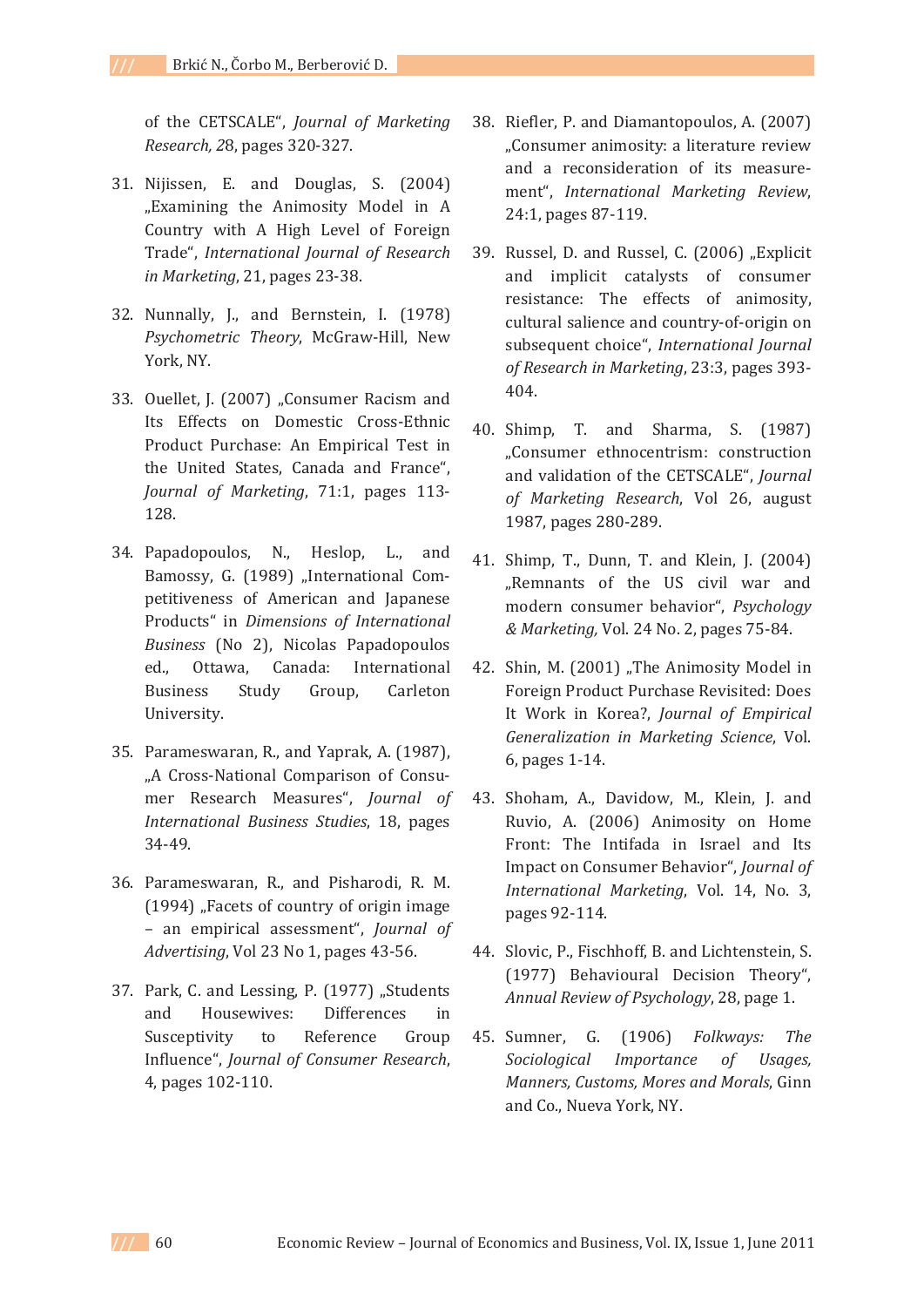of the CETSCALE", *Journal of Marketing Research, 2*8, pages 320-327.

31. Nijissen, E. and Douglas, S. (2004) „Examining the Animosity Model in A Country with A High Level of Foreign Trade", *International Journal of Research in Marketing*, 21, pages 23-38.

32. Nunnally, J., and Bernstein, I. (1978) *Psychometric Theory*, McGraw-Hill, New York, NY.

33. Ouellet, J. (2007) „Consumer Racism and Its Effects on Domestic Cross-Ethnic Product Purchase: An Empirical Test in the United States, Canada and France", *Journal of Marketing*, 71:1, pages 113-128.

34. Papadopoulos, N., Heslop, L., and Bamossy, G. (1989) „International Competitiveness of American and Japanese Products" in *Dimensions of International Business* (No 2), Nicolas Papadopoulos ed., Ottawa, Canada: International Business Study Group, Carleton University.

35. Parameswaran, R., and Yaprak, A. (1987), „A Cross-National Comparison of Consumer Research Measures", *Journal of International Business Studies*, 18, pages 34-49.

36. Parameswaran, R., and Pisharodi, R. M. (1994) „Facets of country of origin image – an empirical assessment", *Journal of Advertising*, Vol 23 No 1, pages 43-56.

37. Park, C. and Lessing, P. (1977) „Students and Housewives: Differences in Susceptivity to Reference Group Influence", *Journal of Consumer Research*, 4, pages 102-110.

38. Riefler, P. and Diamantopoulos, A. (2007) „Consumer animosity: a literature review and a reconsideration of its measurement", *International Marketing Review*, 24:1, pages 87-119.

39. Russel, D. and Russel, C. (2006) „Explicit and implicit catalysts of consumer resistance: The effects of animosity, cultural salience and country-of-origin on subsequent choice", *International Journal of Research in Marketing*, 23:3, pages 393-404.

40. Shimp, T. and Sharma, S. (1987) „Consumer ethnocentrism: construction and validation of the CETSCALE", *Journal of Marketing Research*, Vol 26, august 1987, pages 280-289.

41. Shimp, T., Dunn, T. and Klein, J. (2004) „Remnants of the US civil war and modern consumer behavior", *Psychology & Marketing,* Vol. 24 No. 2, pages 75-84.

42. Shin, M. (2001) „The Animosity Model in Foreign Product Purchase Revisited: Does It Work in Korea?, *Journal of Empirical Generalization in Marketing Science*, Vol. 6, pages 1-14.

43. Shoham, A., Davidow, M., Klein, J. and Ruvio, A. (2006) Animosity on Home Front: The Intifada in Israel and Its Impact on Consumer Behavior", *Journal of International Marketing*, Vol. 14, No. 3, pages 92-114.

44. Slovic, P., Fischhoff, B. and Lichtenstein, S. (1977) Behavioural Decision Theory", *Annual Review of Psychology*, 28, page 1.

45. Sumner, G. (1906) *Folkways: The Sociological Importance of Usages, Manners, Customs, Mores and Morals*, Ginn and Co., Nueva York, NY.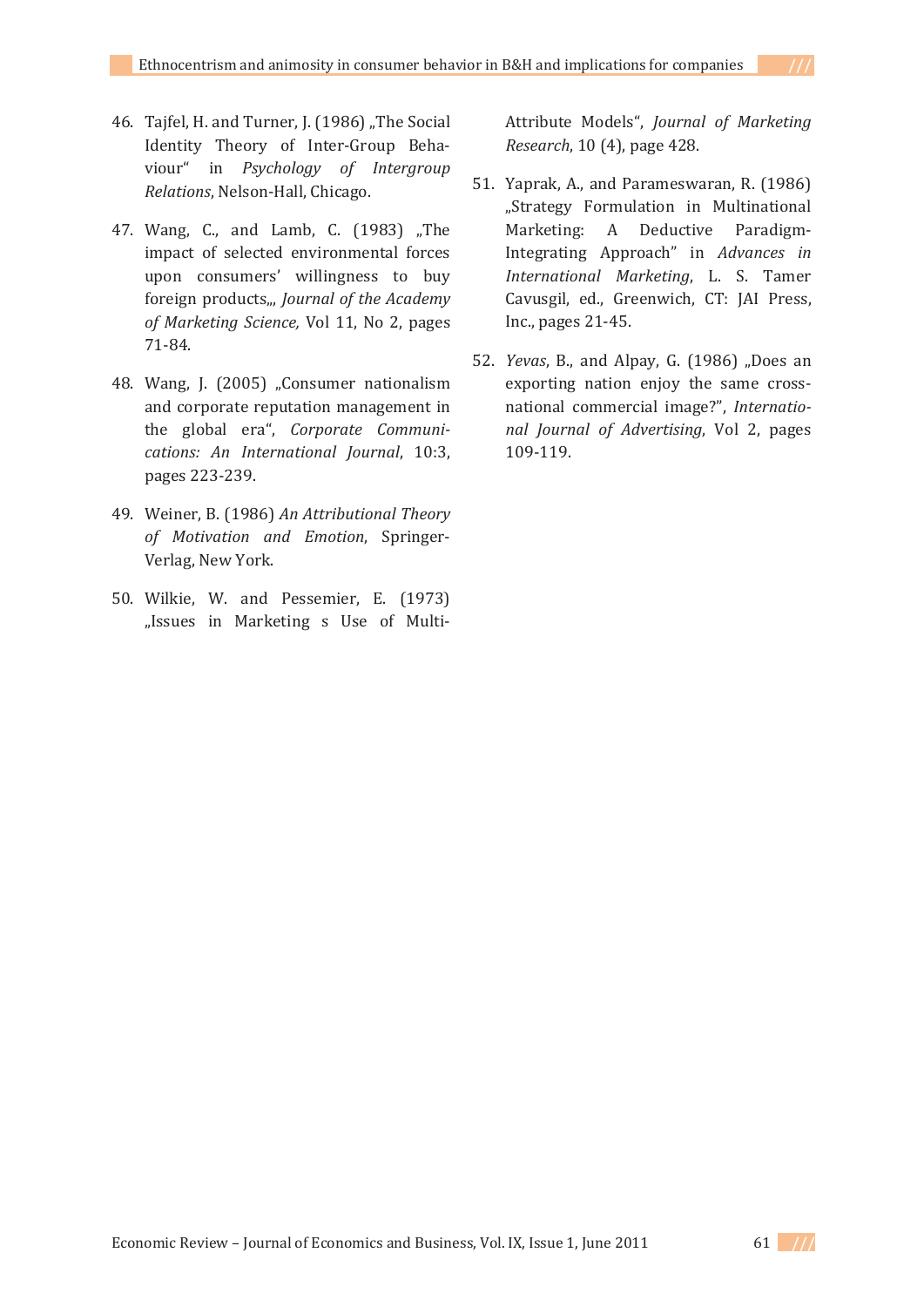46. Tajfel, H. and Turner, J. (1986) „The Social Identity Theory of Inter-Group Behaviour“ in *Psychology of Intergroup Relations*, Nelson-Hall, Chicago.

47. Wang, C., and Lamb, C. (1983) „The impact of selected environmental forces upon consumers' willingness to buy foreign products„, *Journal of the Academy of Marketing Science,* Vol 11, No 2, pages 71-84.

48. Wang, J. (2005) „Consumer nationalism and corporate reputation management in the global era“, *Corporate Communications: An International Journal*, 10:3, pages 223-239.

49. Weiner, B. (1986) *An Attributional Theory of Motivation and Emotion*, Springer-Verlag, New York.

50. Wilkie, W. and Pessemier, E. (1973) „Issues in Marketing s Use of Multi-Attribute Models“, *Journal of Marketing Research*, 10 (4), page 428.

51. Yaprak, A., and Parameswaran, R. (1986) „Strategy Formulation in Multinational Marketing: A Deductive Paradigm-Integrating Approach" in *Advances in International Marketing*, L. S. Tamer Cavusgil, ed., Greenwich, CT: JAI Press, Inc., pages 21-45.

52. *Yevas*, B., and Alpay, G. (1986) „Does an exporting nation enjoy the same cross-national commercial image?", *International Journal of Advertising*, Vol 2, pages 109-119.